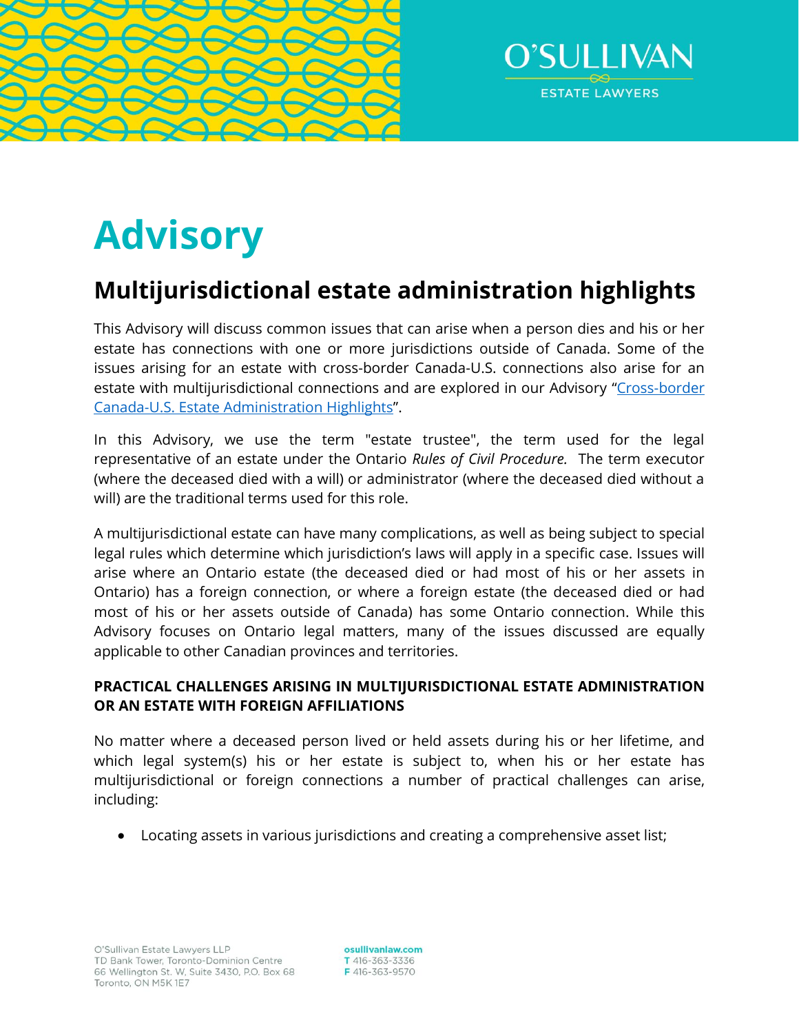# Advisory

## Multijurisdictional estate administration highlights

This Advisory will discuss common issues that can arise when a person dies and his or her estate has connections with one or more jurisdictions outside of Canada. Some of the issues arising for an estate with cross-border Canada-U.S. connections also arise for an estate with multijurisdictional connections and are explored in our Advisory "Cross-border Canada-U.S. Estate Administration Highlights".

In this Advisory, we use the term "estate trustee", the term used for the legal representative of an estate under the Ontario *Rules of Civil Procedure.* The term executor (where the deceased died with a will) or administrator (where the deceased died without a will) are the traditional terms used for this role.

A multijurisdictional estate can have many complications, as well as being subject to special legal rules which determine which jurisdiction's laws will apply in a specific case. Issues will arise where an Ontario estate (the deceased died or had most of his or her assets in Ontario) has a foreign connection, or where a foreign estate (the deceased died or had most of his or her assets outside of Canada) has some Ontario connection. While this Advisory focuses on Ontario legal matters, many of the issues discussed are equally applicable to other Canadian provinces and territories.

**PRACTICAL CHALLENGES ARISING IN MULTIJURISDICTIONAL ESTATE ADMINISTRATION OR AN ESTATE WITH FOREIGN AFFILIATIONS**

No matter where a deceased person lived or held assets during his or her lifetime, and which legal system(s) his or her estate is subject to, when his or her estate has multijurisdictional or foreign connections a number of practical challenges can arise, including:

- Locating assets in various jurisdictions and creating a comprehensive asset list;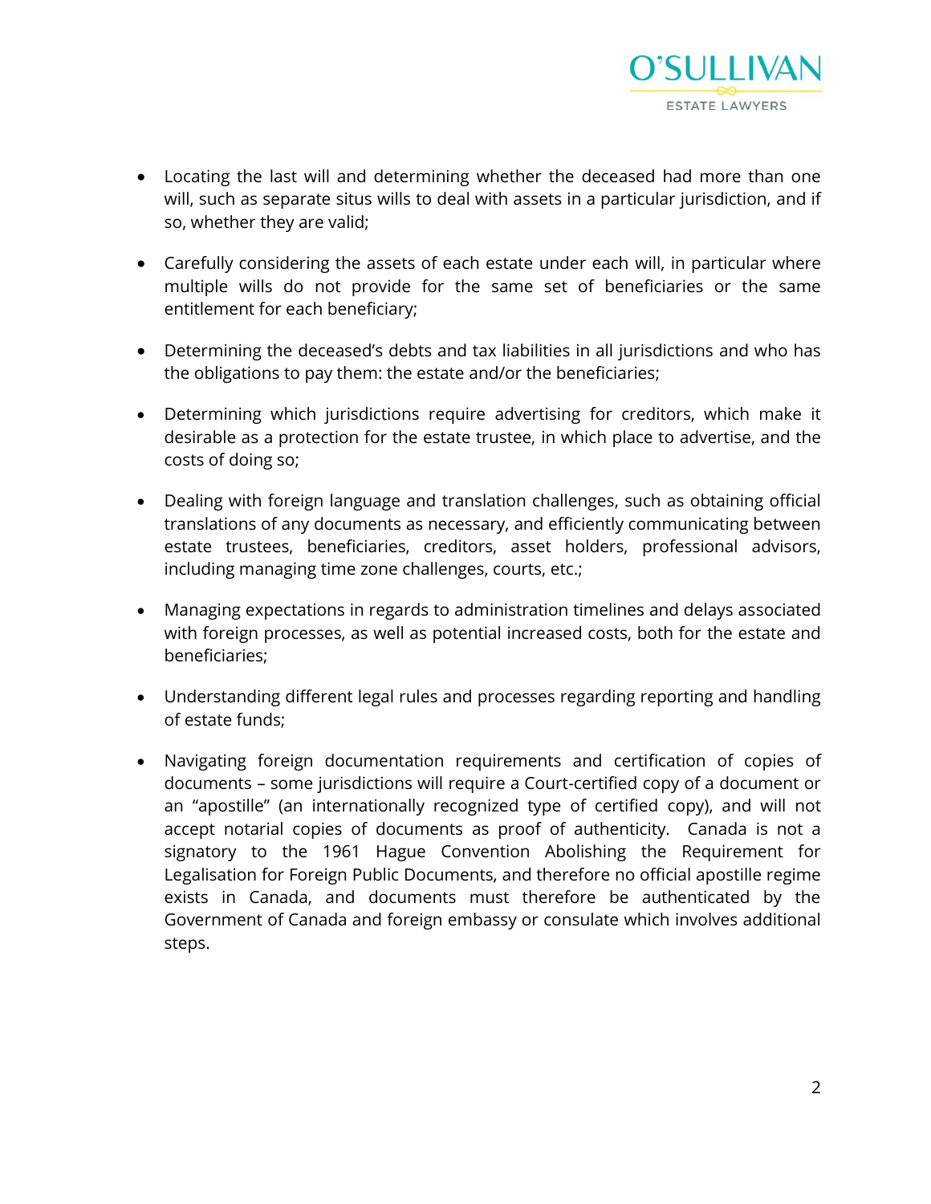- Locating the last will and determining whether the deceased had more than one will, such as separate situs wills to deal with assets in a particular jurisdiction, and if so, whether they are valid;

- Carefully considering the assets of each estate under each will, in particular where multiple wills do not provide for the same set of beneficiaries or the same entitlement for each beneficiary;

- Determining the deceased's debts and tax liabilities in all jurisdictions and who has the obligations to pay them: the estate and/or the beneficiaries;

- Determining which jurisdictions require advertising for creditors, which make it desirable as a protection for the estate trustee, in which place to advertise, and the costs of doing so;

- Dealing with foreign language and translation challenges, such as obtaining official translations of any documents as necessary, and efficiently communicating between estate trustees, beneficiaries, creditors, asset holders, professional advisors, including managing time zone challenges, courts, etc.;

- Managing expectations in regards to administration timelines and delays associated with foreign processes, as well as potential increased costs, both for the estate and beneficiaries;

- Understanding different legal rules and processes regarding reporting and handling of estate funds;

- Navigating foreign documentation requirements and certification of copies of documents – some jurisdictions will require a Court-certified copy of a document or an "apostille" (an internationally recognized type of certified copy), and will not accept notarial copies of documents as proof of authenticity. Canada is not a signatory to the 1961 Hague Convention Abolishing the Requirement for Legalisation for Foreign Public Documents, and therefore no official apostille regime exists in Canada, and documents must therefore be authenticated by the Government of Canada and foreign embassy or consulate which involves additional steps.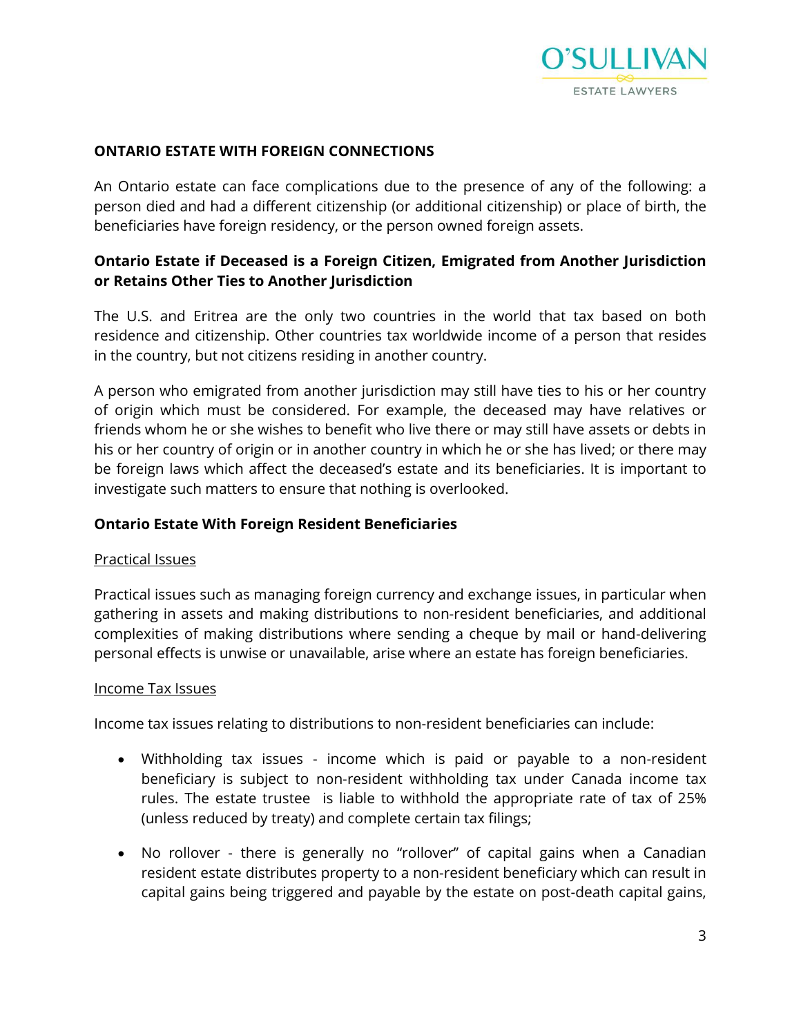## ONTARIO ESTATE WITH FOREIGN CONNECTIONS

An Ontario estate can face complications due to the presence of any of the following: a person died and had a different citizenship (or additional citizenship) or place of birth, the beneficiaries have foreign residency, or the person owned foreign assets.

### Ontario Estate if Deceased is a Foreign Citizen, Emigrated from Another Jurisdiction or Retains Other Ties to Another Jurisdiction

The U.S. and Eritrea are the only two countries in the world that tax based on both residence and citizenship. Other countries tax worldwide income of a person that resides in the country, but not citizens residing in another country.

A person who emigrated from another jurisdiction may still have ties to his or her country of origin which must be considered. For example, the deceased may have relatives or friends whom he or she wishes to benefit who live there or may still have assets or debts in his or her country of origin or in another country in which he or she has lived; or there may be foreign laws which affect the deceased's estate and its beneficiaries. It is important to investigate such matters to ensure that nothing is overlooked.

### Ontario Estate With Foreign Resident Beneficiaries

Practical Issues

Practical issues such as managing foreign currency and exchange issues, in particular when gathering in assets and making distributions to non-resident beneficiaries, and additional complexities of making distributions where sending a cheque by mail or hand-delivering personal effects is unwise or unavailable, arise where an estate has foreign beneficiaries.

Income Tax Issues

Income tax issues relating to distributions to non-resident beneficiaries can include:

- Withholding tax issues - income which is paid or payable to a non-resident beneficiary is subject to non-resident withholding tax under Canada income tax rules. The estate trustee is liable to withhold the appropriate rate of tax of 25% (unless reduced by treaty) and complete certain tax filings;
- No rollover - there is generally no "rollover" of capital gains when a Canadian resident estate distributes property to a non-resident beneficiary which can result in capital gains being triggered and payable by the estate on post-death capital gains,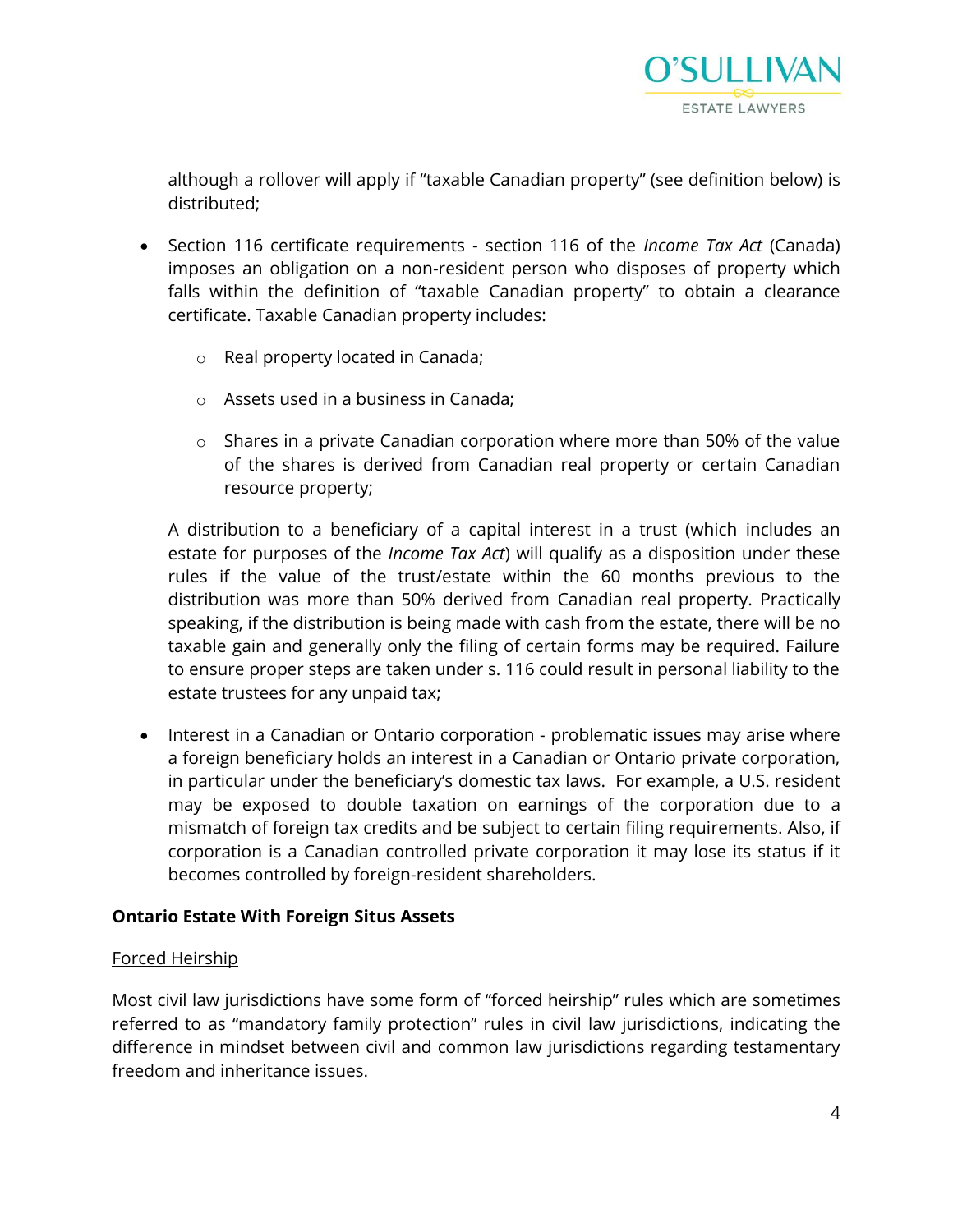although a rollover will apply if "taxable Canadian property" (see definition below) is distributed;

- Section 116 certificate requirements - section 116 of the *Income Tax Act* (Canada) imposes an obligation on a non-resident person who disposes of property which falls within the definition of "taxable Canadian property" to obtain a clearance certificate. Taxable Canadian property includes:

    - Real property located in Canada;
    - Assets used in a business in Canada;
    - Shares in a private Canadian corporation where more than 50% of the value of the shares is derived from Canadian real property or certain Canadian resource property;

  A distribution to a beneficiary of a capital interest in a trust (which includes an estate for purposes of the *Income Tax Act*) will qualify as a disposition under these rules if the value of the trust/estate within the 60 months previous to the distribution was more than 50% derived from Canadian real property. Practically speaking, if the distribution is being made with cash from the estate, there will be no taxable gain and generally only the filing of certain forms may be required. Failure to ensure proper steps are taken under s. 116 could result in personal liability to the estate trustees for any unpaid tax;

- Interest in a Canadian or Ontario corporation - problematic issues may arise where a foreign beneficiary holds an interest in a Canadian or Ontario private corporation, in particular under the beneficiary's domestic tax laws. For example, a U.S. resident may be exposed to double taxation on earnings of the corporation due to a mismatch of foreign tax credits and be subject to certain filing requirements. Also, if corporation is a Canadian controlled private corporation it may lose its status if it becomes controlled by foreign-resident shareholders.

**Ontario Estate With Foreign Situs Assets**

Forced Heirship

Most civil law jurisdictions have some form of "forced heirship" rules which are sometimes referred to as "mandatory family protection" rules in civil law jurisdictions, indicating the difference in mindset between civil and common law jurisdictions regarding testamentary freedom and inheritance issues.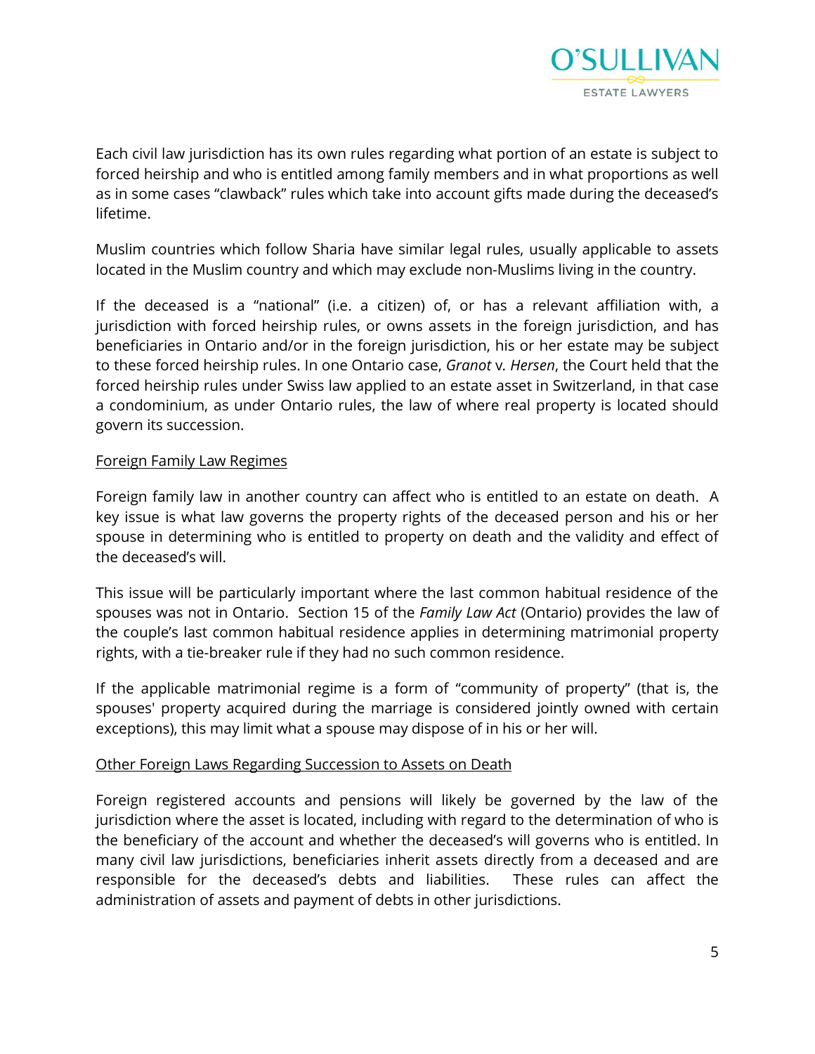Each civil law jurisdiction has its own rules regarding what portion of an estate is subject to forced heirship and who is entitled among family members and in what proportions as well as in some cases "clawback" rules which take into account gifts made during the deceased's lifetime.

Muslim countries which follow Sharia have similar legal rules, usually applicable to assets located in the Muslim country and which may exclude non-Muslims living in the country.

If the deceased is a "national" (i.e. a citizen) of, or has a relevant affiliation with, a jurisdiction with forced heirship rules, or owns assets in the foreign jurisdiction, and has beneficiaries in Ontario and/or in the foreign jurisdiction, his or her estate may be subject to these forced heirship rules. In one Ontario case, *Granot* v. *Hersen*, the Court held that the forced heirship rules under Swiss law applied to an estate asset in Switzerland, in that case a condominium, as under Ontario rules, the law of where real property is located should govern its succession.

## Foreign Family Law Regimes

Foreign family law in another country can affect who is entitled to an estate on death. A key issue is what law governs the property rights of the deceased person and his or her spouse in determining who is entitled to property on death and the validity and effect of the deceased's will.

This issue will be particularly important where the last common habitual residence of the spouses was not in Ontario. Section 15 of the *Family Law Act* (Ontario) provides the law of the couple's last common habitual residence applies in determining matrimonial property rights, with a tie-breaker rule if they had no such common residence.

If the applicable matrimonial regime is a form of "community of property" (that is, the spouses' property acquired during the marriage is considered jointly owned with certain exceptions), this may limit what a spouse may dispose of in his or her will.

## Other Foreign Laws Regarding Succession to Assets on Death

Foreign registered accounts and pensions will likely be governed by the law of the jurisdiction where the asset is located, including with regard to the determination of who is the beneficiary of the account and whether the deceased's will governs who is entitled. In many civil law jurisdictions, beneficiaries inherit assets directly from a deceased and are responsible for the deceased's debts and liabilities. These rules can affect the administration of assets and payment of debts in other jurisdictions.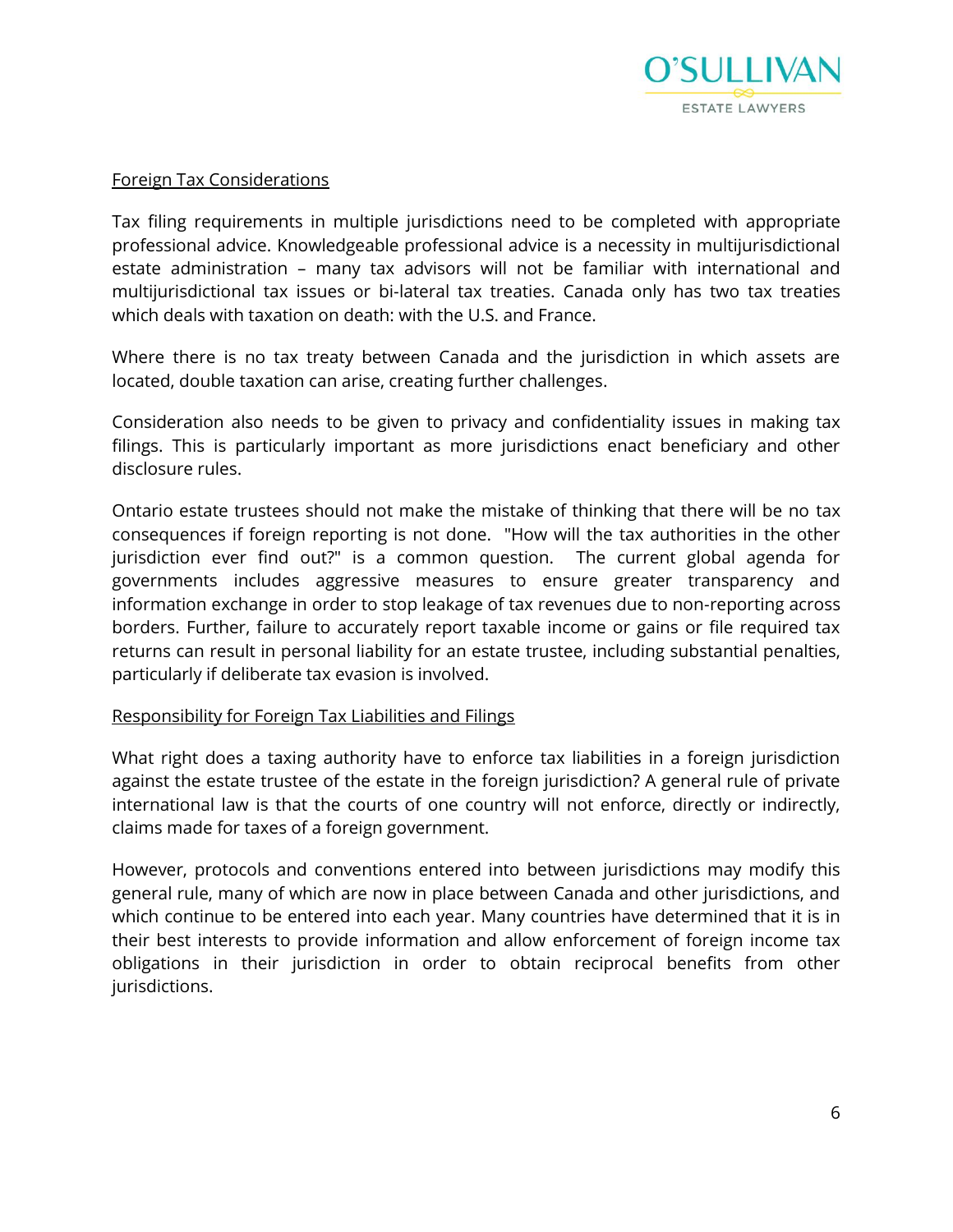<u>Foreign Tax Considerations</u>

Tax filing requirements in multiple jurisdictions need to be completed with appropriate professional advice. Knowledgeable professional advice is a necessity in multijurisdictional estate administration – many tax advisors will not be familiar with international and multijurisdictional tax issues or bi-lateral tax treaties. Canada only has two tax treaties which deals with taxation on death: with the U.S. and France.

Where there is no tax treaty between Canada and the jurisdiction in which assets are located, double taxation can arise, creating further challenges.

Consideration also needs to be given to privacy and confidentiality issues in making tax filings. This is particularly important as more jurisdictions enact beneficiary and other disclosure rules.

Ontario estate trustees should not make the mistake of thinking that there will be no tax consequences if foreign reporting is not done. "How will the tax authorities in the other jurisdiction ever find out?" is a common question. The current global agenda for governments includes aggressive measures to ensure greater transparency and information exchange in order to stop leakage of tax revenues due to non-reporting across borders. Further, failure to accurately report taxable income or gains or file required tax returns can result in personal liability for an estate trustee, including substantial penalties, particularly if deliberate tax evasion is involved.

<u>Responsibility for Foreign Tax Liabilities and Filings</u>

What right does a taxing authority have to enforce tax liabilities in a foreign jurisdiction against the estate trustee of the estate in the foreign jurisdiction? A general rule of private international law is that the courts of one country will not enforce, directly or indirectly, claims made for taxes of a foreign government.

However, protocols and conventions entered into between jurisdictions may modify this general rule, many of which are now in place between Canada and other jurisdictions, and which continue to be entered into each year. Many countries have determined that it is in their best interests to provide information and allow enforcement of foreign income tax obligations in their jurisdiction in order to obtain reciprocal benefits from other jurisdictions.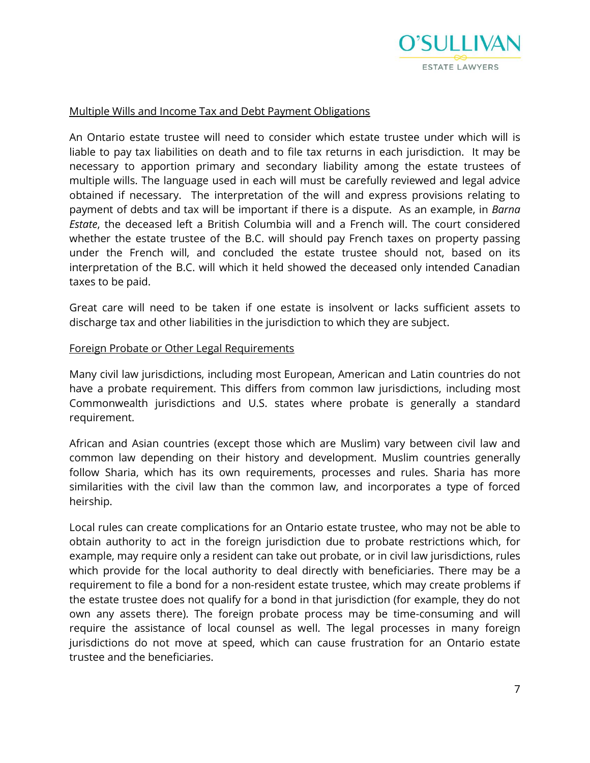Multiple Wills and Income Tax and Debt Payment Obligations

An Ontario estate trustee will need to consider which estate trustee under which will is liable to pay tax liabilities on death and to file tax returns in each jurisdiction. It may be necessary to apportion primary and secondary liability among the estate trustees of multiple wills. The language used in each will must be carefully reviewed and legal advice obtained if necessary. The interpretation of the will and express provisions relating to payment of debts and tax will be important if there is a dispute. As an example, in *Barna Estate*, the deceased left a British Columbia will and a French will. The court considered whether the estate trustee of the B.C. will should pay French taxes on property passing under the French will, and concluded the estate trustee should not, based on its interpretation of the B.C. will which it held showed the deceased only intended Canadian taxes to be paid.

Great care will need to be taken if one estate is insolvent or lacks sufficient assets to discharge tax and other liabilities in the jurisdiction to which they are subject.

Foreign Probate or Other Legal Requirements

Many civil law jurisdictions, including most European, American and Latin countries do not have a probate requirement. This differs from common law jurisdictions, including most Commonwealth jurisdictions and U.S. states where probate is generally a standard requirement.

African and Asian countries (except those which are Muslim) vary between civil law and common law depending on their history and development. Muslim countries generally follow Sharia, which has its own requirements, processes and rules. Sharia has more similarities with the civil law than the common law, and incorporates a type of forced heirship.

Local rules can create complications for an Ontario estate trustee, who may not be able to obtain authority to act in the foreign jurisdiction due to probate restrictions which, for example, may require only a resident can take out probate, or in civil law jurisdictions, rules which provide for the local authority to deal directly with beneficiaries. There may be a requirement to file a bond for a non-resident estate trustee, which may create problems if the estate trustee does not qualify for a bond in that jurisdiction (for example, they do not own any assets there). The foreign probate process may be time-consuming and will require the assistance of local counsel as well. The legal processes in many foreign jurisdictions do not move at speed, which can cause frustration for an Ontario estate trustee and the beneficiaries.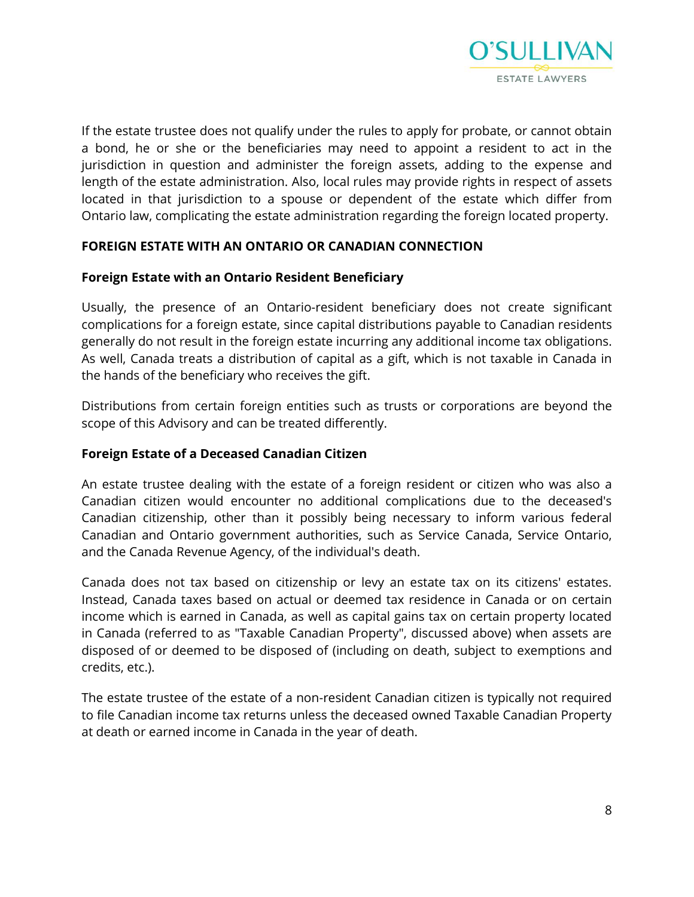If the estate trustee does not qualify under the rules to apply for probate, or cannot obtain a bond, he or she or the beneficiaries may need to appoint a resident to act in the jurisdiction in question and administer the foreign assets, adding to the expense and length of the estate administration. Also, local rules may provide rights in respect of assets located in that jurisdiction to a spouse or dependent of the estate which differ from Ontario law, complicating the estate administration regarding the foreign located property.

## FOREIGN ESTATE WITH AN ONTARIO OR CANADIAN CONNECTION

### Foreign Estate with an Ontario Resident Beneficiary

Usually, the presence of an Ontario-resident beneficiary does not create significant complications for a foreign estate, since capital distributions payable to Canadian residents generally do not result in the foreign estate incurring any additional income tax obligations. As well, Canada treats a distribution of capital as a gift, which is not taxable in Canada in the hands of the beneficiary who receives the gift.

Distributions from certain foreign entities such as trusts or corporations are beyond the scope of this Advisory and can be treated differently.

### Foreign Estate of a Deceased Canadian Citizen

An estate trustee dealing with the estate of a foreign resident or citizen who was also a Canadian citizen would encounter no additional complications due to the deceased's Canadian citizenship, other than it possibly being necessary to inform various federal Canadian and Ontario government authorities, such as Service Canada, Service Ontario, and the Canada Revenue Agency, of the individual's death.

Canada does not tax based on citizenship or levy an estate tax on its citizens' estates. Instead, Canada taxes based on actual or deemed tax residence in Canada or on certain income which is earned in Canada, as well as capital gains tax on certain property located in Canada (referred to as "Taxable Canadian Property", discussed above) when assets are disposed of or deemed to be disposed of (including on death, subject to exemptions and credits, etc.).

The estate trustee of the estate of a non-resident Canadian citizen is typically not required to file Canadian income tax returns unless the deceased owned Taxable Canadian Property at death or earned income in Canada in the year of death.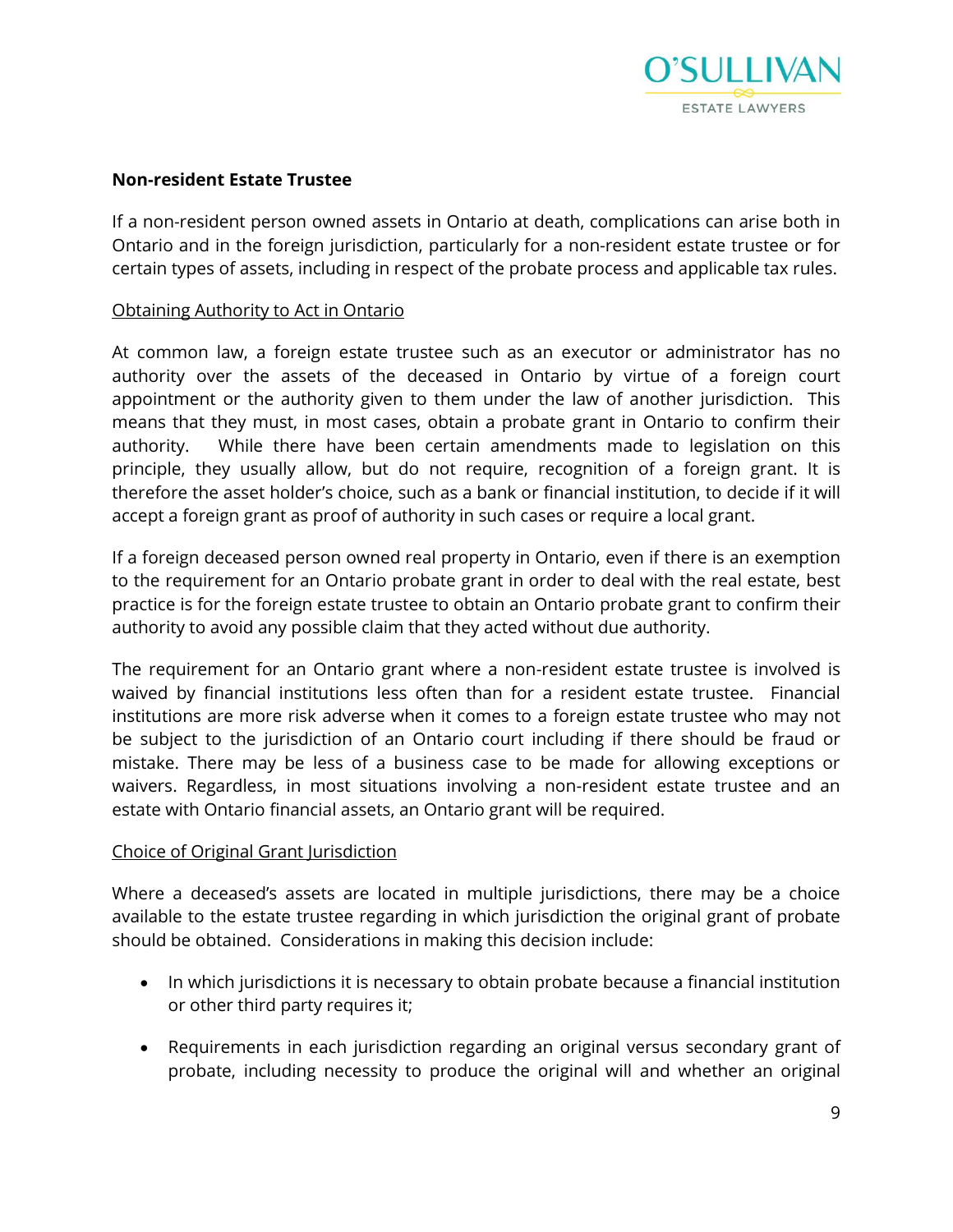**Non-resident Estate Trustee**

If a non-resident person owned assets in Ontario at death, complications can arise both in Ontario and in the foreign jurisdiction, particularly for a non-resident estate trustee or for certain types of assets, including in respect of the probate process and applicable tax rules.

Obtaining Authority to Act in Ontario

At common law, a foreign estate trustee such as an executor or administrator has no authority over the assets of the deceased in Ontario by virtue of a foreign court appointment or the authority given to them under the law of another jurisdiction. This means that they must, in most cases, obtain a probate grant in Ontario to confirm their authority. While there have been certain amendments made to legislation on this principle, they usually allow, but do not require, recognition of a foreign grant. It is therefore the asset holder's choice, such as a bank or financial institution, to decide if it will accept a foreign grant as proof of authority in such cases or require a local grant.

If a foreign deceased person owned real property in Ontario, even if there is an exemption to the requirement for an Ontario probate grant in order to deal with the real estate, best practice is for the foreign estate trustee to obtain an Ontario probate grant to confirm their authority to avoid any possible claim that they acted without due authority.

The requirement for an Ontario grant where a non-resident estate trustee is involved is waived by financial institutions less often than for a resident estate trustee. Financial institutions are more risk adverse when it comes to a foreign estate trustee who may not be subject to the jurisdiction of an Ontario court including if there should be fraud or mistake. There may be less of a business case to be made for allowing exceptions or waivers. Regardless, in most situations involving a non-resident estate trustee and an estate with Ontario financial assets, an Ontario grant will be required.

Choice of Original Grant Jurisdiction

Where a deceased's assets are located in multiple jurisdictions, there may be a choice available to the estate trustee regarding in which jurisdiction the original grant of probate should be obtained. Considerations in making this decision include:

- In which jurisdictions it is necessary to obtain probate because a financial institution or other third party requires it;

- Requirements in each jurisdiction regarding an original versus secondary grant of probate, including necessity to produce the original will and whether an original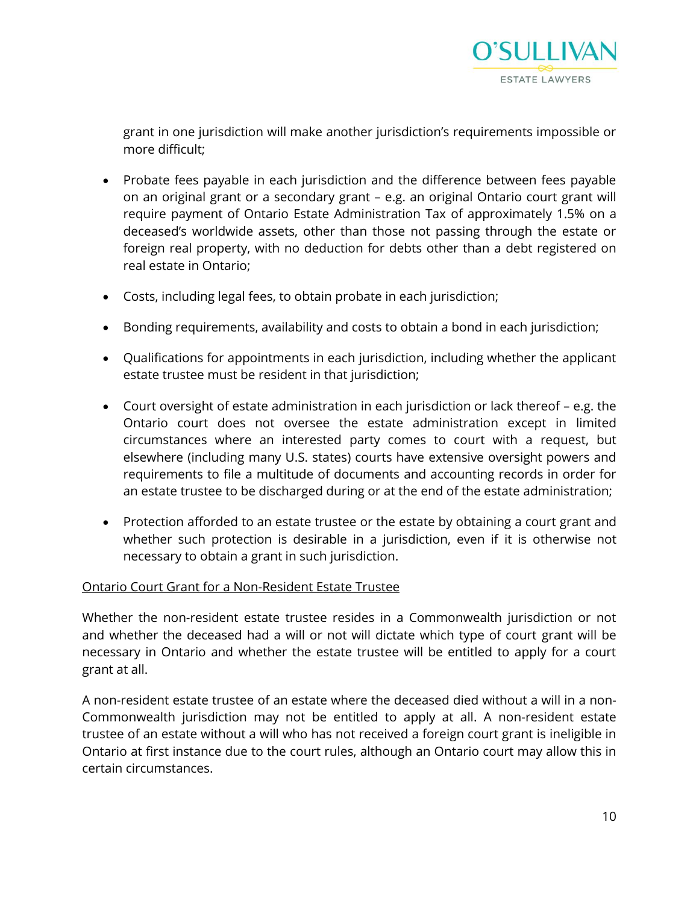grant in one jurisdiction will make another jurisdiction's requirements impossible or more difficult;

- Probate fees payable in each jurisdiction and the difference between fees payable on an original grant or a secondary grant – e.g. an original Ontario court grant will require payment of Ontario Estate Administration Tax of approximately 1.5% on a deceased's worldwide assets, other than those not passing through the estate or foreign real property, with no deduction for debts other than a debt registered on real estate in Ontario;

- Costs, including legal fees, to obtain probate in each jurisdiction;

- Bonding requirements, availability and costs to obtain a bond in each jurisdiction;

- Qualifications for appointments in each jurisdiction, including whether the applicant estate trustee must be resident in that jurisdiction;

- Court oversight of estate administration in each jurisdiction or lack thereof – e.g. the Ontario court does not oversee the estate administration except in limited circumstances where an interested party comes to court with a request, but elsewhere (including many U.S. states) courts have extensive oversight powers and requirements to file a multitude of documents and accounting records in order for an estate trustee to be discharged during or at the end of the estate administration;

- Protection afforded to an estate trustee or the estate by obtaining a court grant and whether such protection is desirable in a jurisdiction, even if it is otherwise not necessary to obtain a grant in such jurisdiction.

<u>Ontario Court Grant for a Non-Resident Estate Trustee</u>

Whether the non-resident estate trustee resides in a Commonwealth jurisdiction or not and whether the deceased had a will or not will dictate which type of court grant will be necessary in Ontario and whether the estate trustee will be entitled to apply for a court grant at all.

A non-resident estate trustee of an estate where the deceased died without a will in a non-Commonwealth jurisdiction may not be entitled to apply at all. A non-resident estate trustee of an estate without a will who has not received a foreign court grant is ineligible in Ontario at first instance due to the court rules, although an Ontario court may allow this in certain circumstances.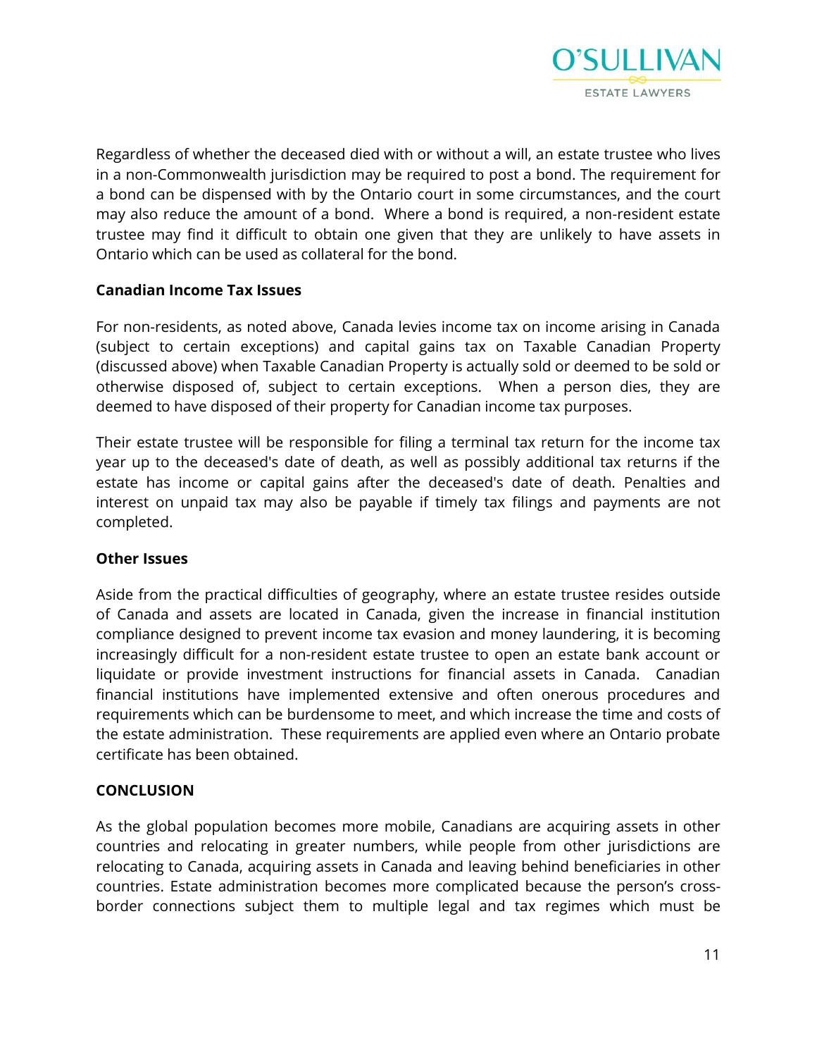Regardless of whether the deceased died with or without a will, an estate trustee who lives in a non-Commonwealth jurisdiction may be required to post a bond. The requirement for a bond can be dispensed with by the Ontario court in some circumstances, and the court may also reduce the amount of a bond. Where a bond is required, a non-resident estate trustee may find it difficult to obtain one given that they are unlikely to have assets in Ontario which can be used as collateral for the bond.

**Canadian Income Tax Issues**

For non-residents, as noted above, Canada levies income tax on income arising in Canada (subject to certain exceptions) and capital gains tax on Taxable Canadian Property (discussed above) when Taxable Canadian Property is actually sold or deemed to be sold or otherwise disposed of, subject to certain exceptions. When a person dies, they are deemed to have disposed of their property for Canadian income tax purposes.

Their estate trustee will be responsible for filing a terminal tax return for the income tax year up to the deceased's date of death, as well as possibly additional tax returns if the estate has income or capital gains after the deceased's date of death. Penalties and interest on unpaid tax may also be payable if timely tax filings and payments are not completed.

**Other Issues**

Aside from the practical difficulties of geography, where an estate trustee resides outside of Canada and assets are located in Canada, given the increase in financial institution compliance designed to prevent income tax evasion and money laundering, it is becoming increasingly difficult for a non-resident estate trustee to open an estate bank account or liquidate or provide investment instructions for financial assets in Canada. Canadian financial institutions have implemented extensive and often onerous procedures and requirements which can be burdensome to meet, and which increase the time and costs of the estate administration. These requirements are applied even where an Ontario probate certificate has been obtained.

**CONCLUSION**

As the global population becomes more mobile, Canadians are acquiring assets in other countries and relocating in greater numbers, while people from other jurisdictions are relocating to Canada, acquiring assets in Canada and leaving behind beneficiaries in other countries. Estate administration becomes more complicated because the person's cross-border connections subject them to multiple legal and tax regimes which must be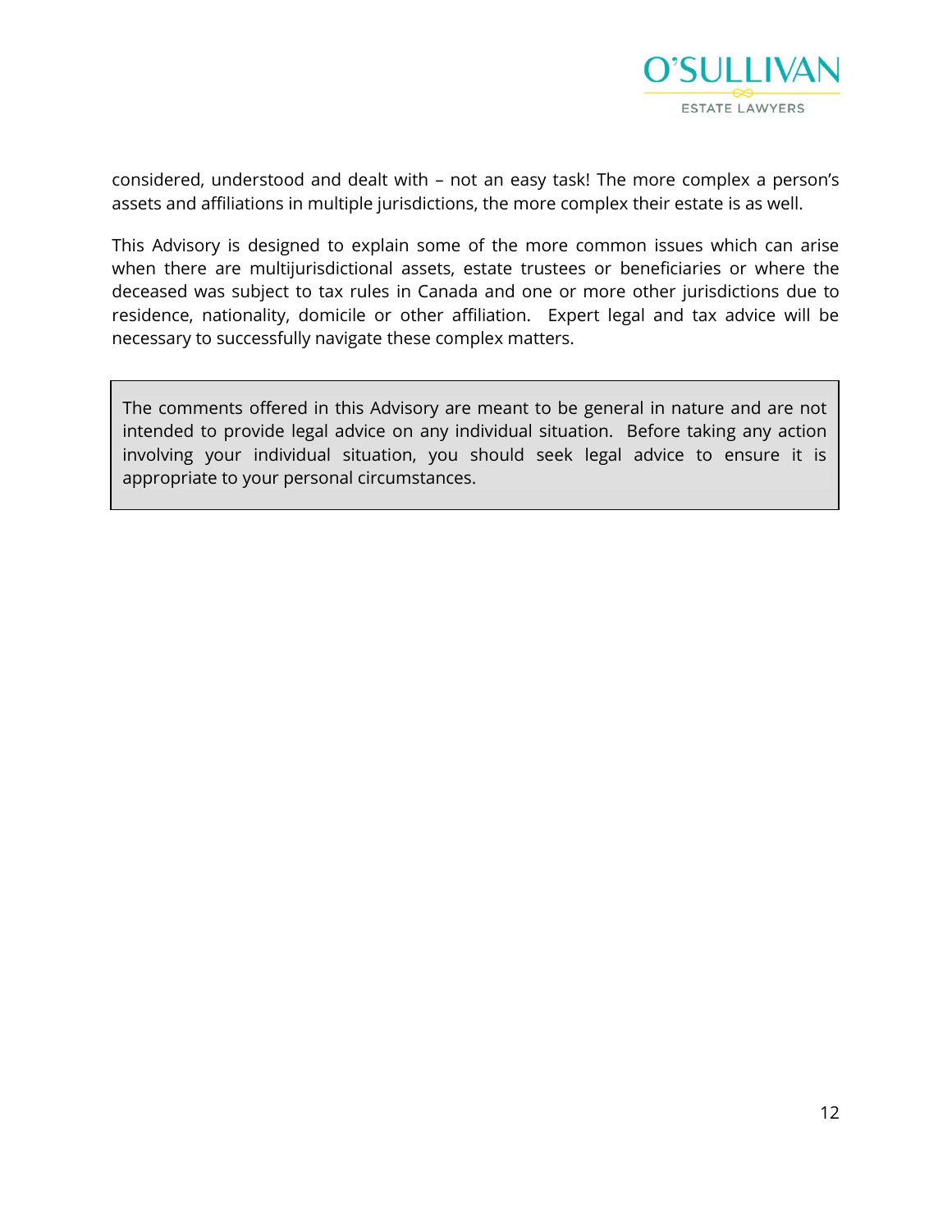considered, understood and dealt with – not an easy task! The more complex a person's assets and affiliations in multiple jurisdictions, the more complex their estate is as well.

This Advisory is designed to explain some of the more common issues which can arise when there are multijurisdictional assets, estate trustees or beneficiaries or where the deceased was subject to tax rules in Canada and one or more other jurisdictions due to residence, nationality, domicile or other affiliation. Expert legal and tax advice will be necessary to successfully navigate these complex matters.

> The comments offered in this Advisory are meant to be general in nature and are not intended to provide legal advice on any individual situation. Before taking any action involving your individual situation, you should seek legal advice to ensure it is appropriate to your personal circumstances.